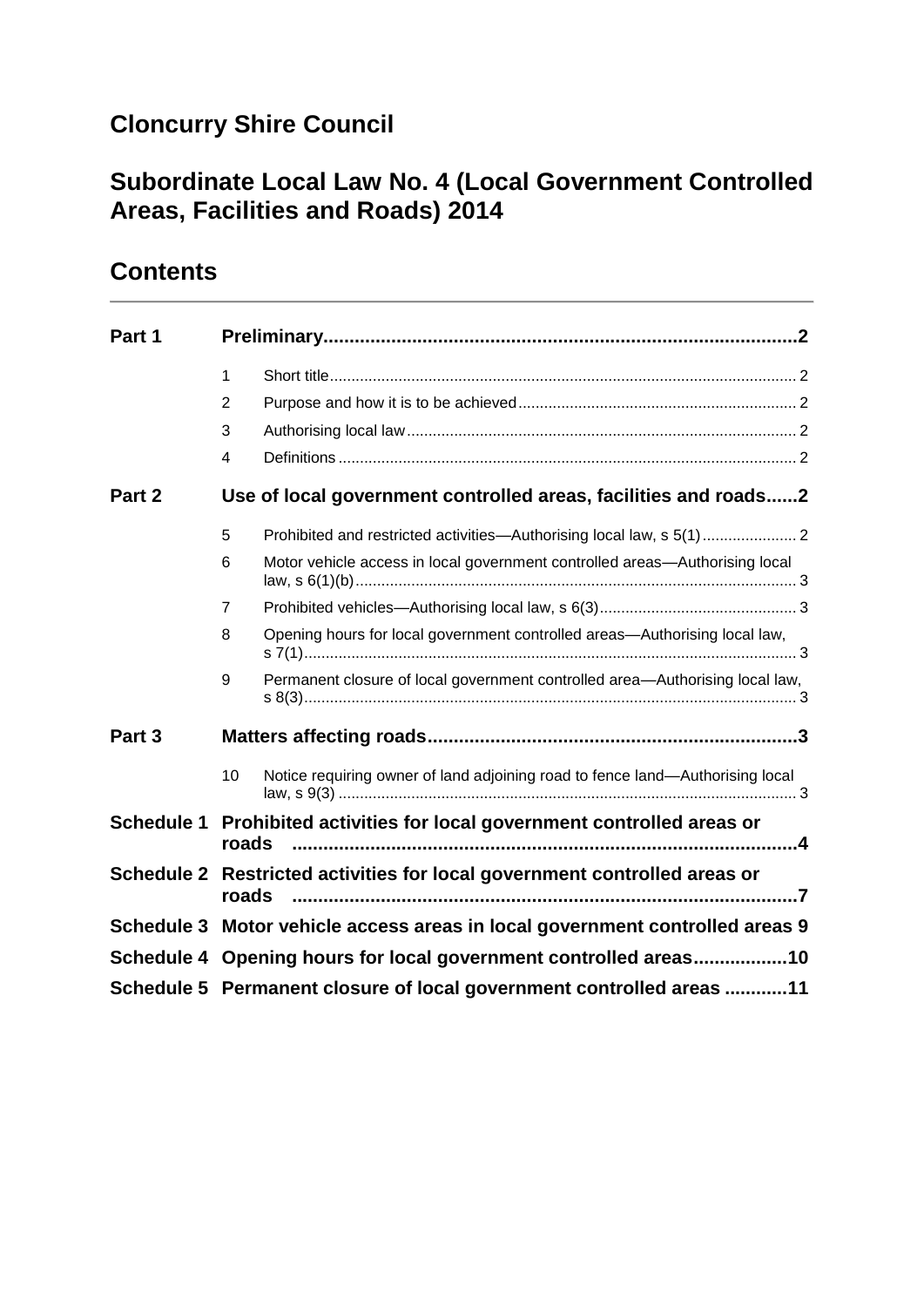# Cloncurry Shire Council

# Subordinate Local Law No. 4 (Local Government Controlled Areas, Facilities and Roads) 2014

## Contents

| | | | |
|---|---|---|---|
| **Part 1** | **Preliminary** | | **2** |
| | 1 | Short title | 2 |
| | 2 | Purpose and how it is to be achieved | 2 |
| | 3 | Authorising local law | 2 |
| | 4 | Definitions | 2 |
| **Part 2** | **Use of local government controlled areas, facilities and roads** | | **2** |
| | 5 | Prohibited and restricted activities—Authorising local law, s 5(1) | 2 |
| | 6 | Motor vehicle access in local government controlled areas—Authorising local law, s 6(1)(b) | 3 |
| | 7 | Prohibited vehicles—Authorising local law, s 6(3) | 3 |
| | 8 | Opening hours for local government controlled areas—Authorising local law, s 7(1) | 3 |
| | 9 | Permanent closure of local government controlled area—Authorising local law, s 8(3) | 3 |
| **Part 3** | **Matters affecting roads** | | **3** |
| | 10 | Notice requiring owner of land adjoining road to fence land—Authorising local law, s 9(3) | 3 |
| **Schedule 1** | **Prohibited activities for local government controlled areas or roads** | | **4** |
| **Schedule 2** | **Restricted activities for local government controlled areas or roads** | | **7** |
| **Schedule 3** | **Motor vehicle access areas in local government controlled areas** | | **9** |
| **Schedule 4** | **Opening hours for local government controlled areas** | | **10** |
| **Schedule 5** | **Permanent closure of local government controlled areas** | | **11** |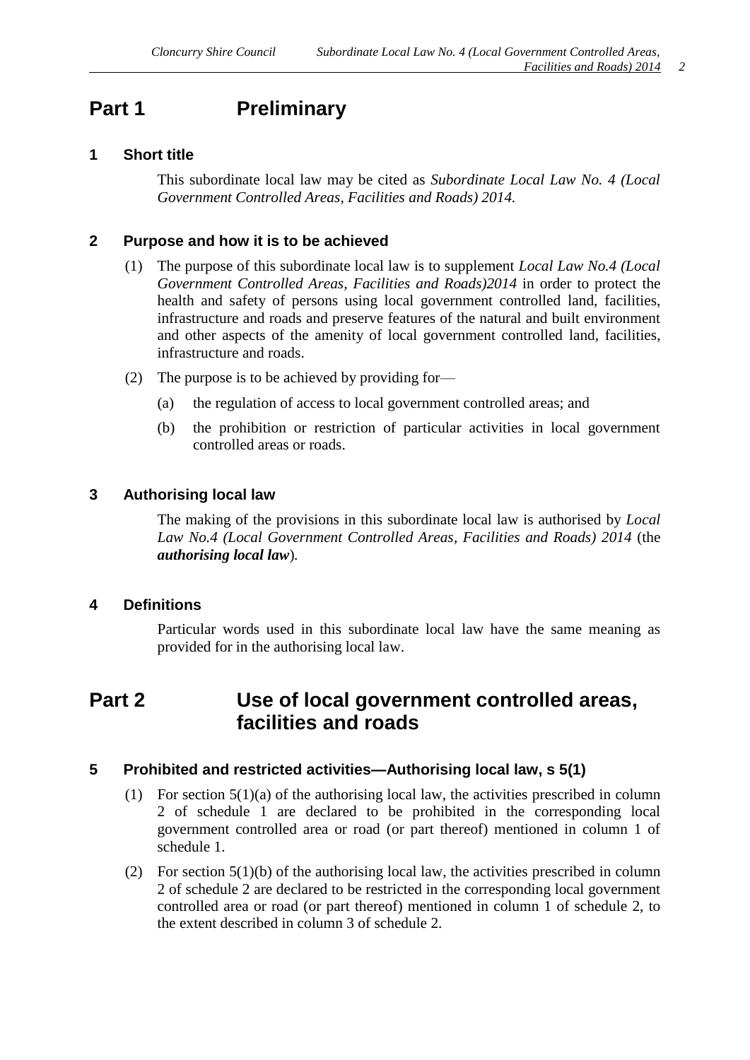# Part 1 Preliminary

## 1 Short title

This subordinate local law may be cited as *Subordinate Local Law No. 4 (Local Government Controlled Areas, Facilities and Roads) 2014.*

## 2 Purpose and how it is to be achieved

(1) The purpose of this subordinate local law is to supplement *Local Law No.4 (Local Government Controlled Areas, Facilities and Roads)2014* in order to protect the health and safety of persons using local government controlled land, facilities, infrastructure and roads and preserve features of the natural and built environment and other aspects of the amenity of local government controlled land, facilities, infrastructure and roads.

(2) The purpose is to be achieved by providing for—

(a) the regulation of access to local government controlled areas; and

(b) the prohibition or restriction of particular activities in local government controlled areas or roads.

## 3 Authorising local law

The making of the provisions in this subordinate local law is authorised by *Local Law No.4 (Local Government Controlled Areas, Facilities and Roads) 2014* (the ***authorising local law***).

## 4 Definitions

Particular words used in this subordinate local law have the same meaning as provided for in the authorising local law.

# Part 2 Use of local government controlled areas, facilities and roads

## 5 Prohibited and restricted activities—Authorising local law, s 5(1)

(1) For section 5(1)(a) of the authorising local law, the activities prescribed in column 2 of schedule 1 are declared to be prohibited in the corresponding local government controlled area or road (or part thereof) mentioned in column 1 of schedule 1.

(2) For section 5(1)(b) of the authorising local law, the activities prescribed in column 2 of schedule 2 are declared to be restricted in the corresponding local government controlled area or road (or part thereof) mentioned in column 1 of schedule 2, to the extent described in column 3 of schedule 2.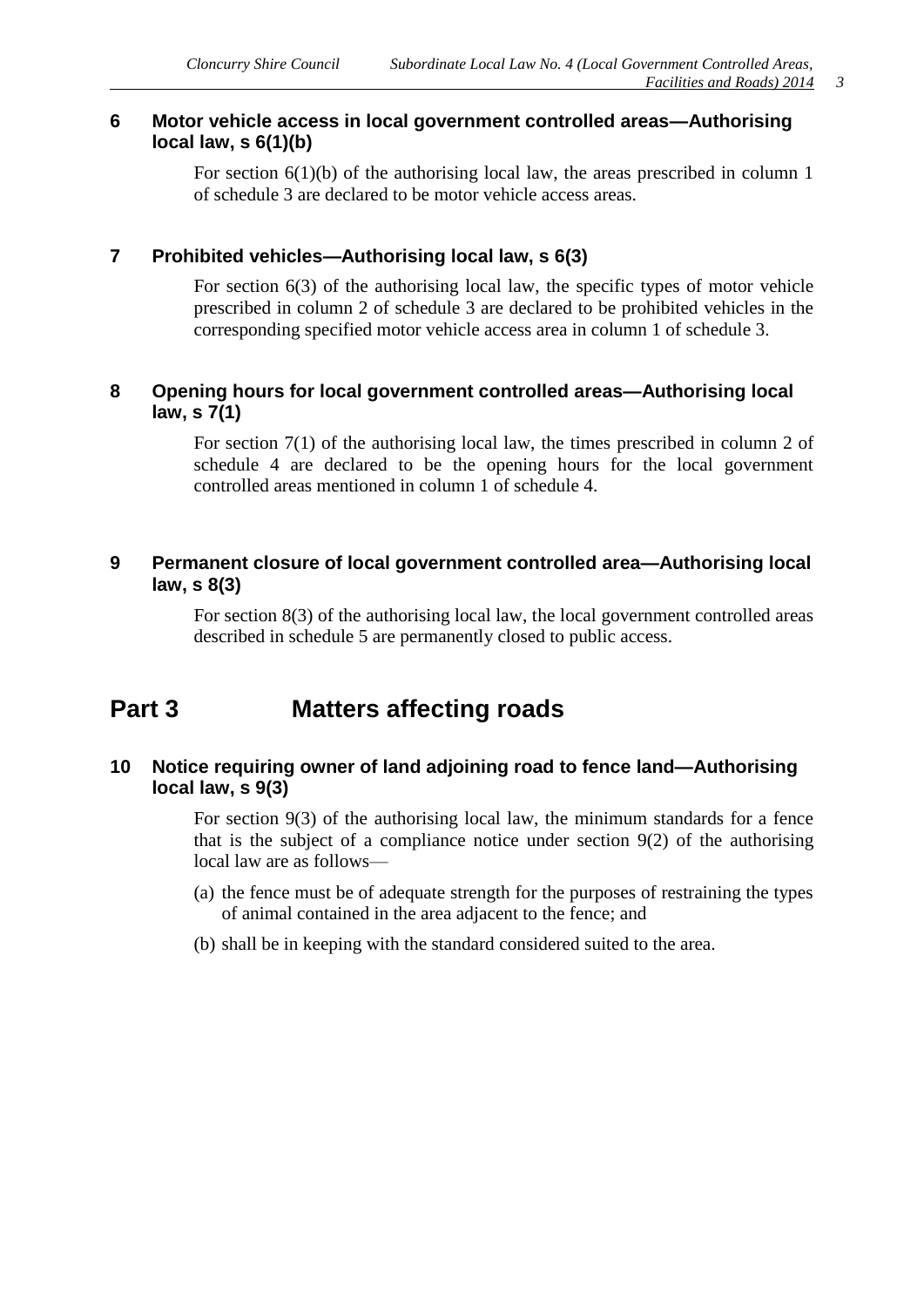### 6 Motor vehicle access in local government controlled areas—Authorising local law, s 6(1)(b)

For section 6(1)(b) of the authorising local law, the areas prescribed in column 1 of schedule 3 are declared to be motor vehicle access areas.

### 7 Prohibited vehicles—Authorising local law, s 6(3)

For section 6(3) of the authorising local law, the specific types of motor vehicle prescribed in column 2 of schedule 3 are declared to be prohibited vehicles in the corresponding specified motor vehicle access area in column 1 of schedule 3.

### 8 Opening hours for local government controlled areas—Authorising local law, s 7(1)

For section 7(1) of the authorising local law, the times prescribed in column 2 of schedule 4 are declared to be the opening hours for the local government controlled areas mentioned in column 1 of schedule 4.

### 9 Permanent closure of local government controlled area—Authorising local law, s 8(3)

For section 8(3) of the authorising local law, the local government controlled areas described in schedule 5 are permanently closed to public access.

## Part 3 Matters affecting roads

### 10 Notice requiring owner of land adjoining road to fence land—Authorising local law, s 9(3)

For section 9(3) of the authorising local law, the minimum standards for a fence that is the subject of a compliance notice under section 9(2) of the authorising local law are as follows—

(a) the fence must be of adequate strength for the purposes of restraining the types of animal contained in the area adjacent to the fence; and

(b) shall be in keeping with the standard considered suited to the area.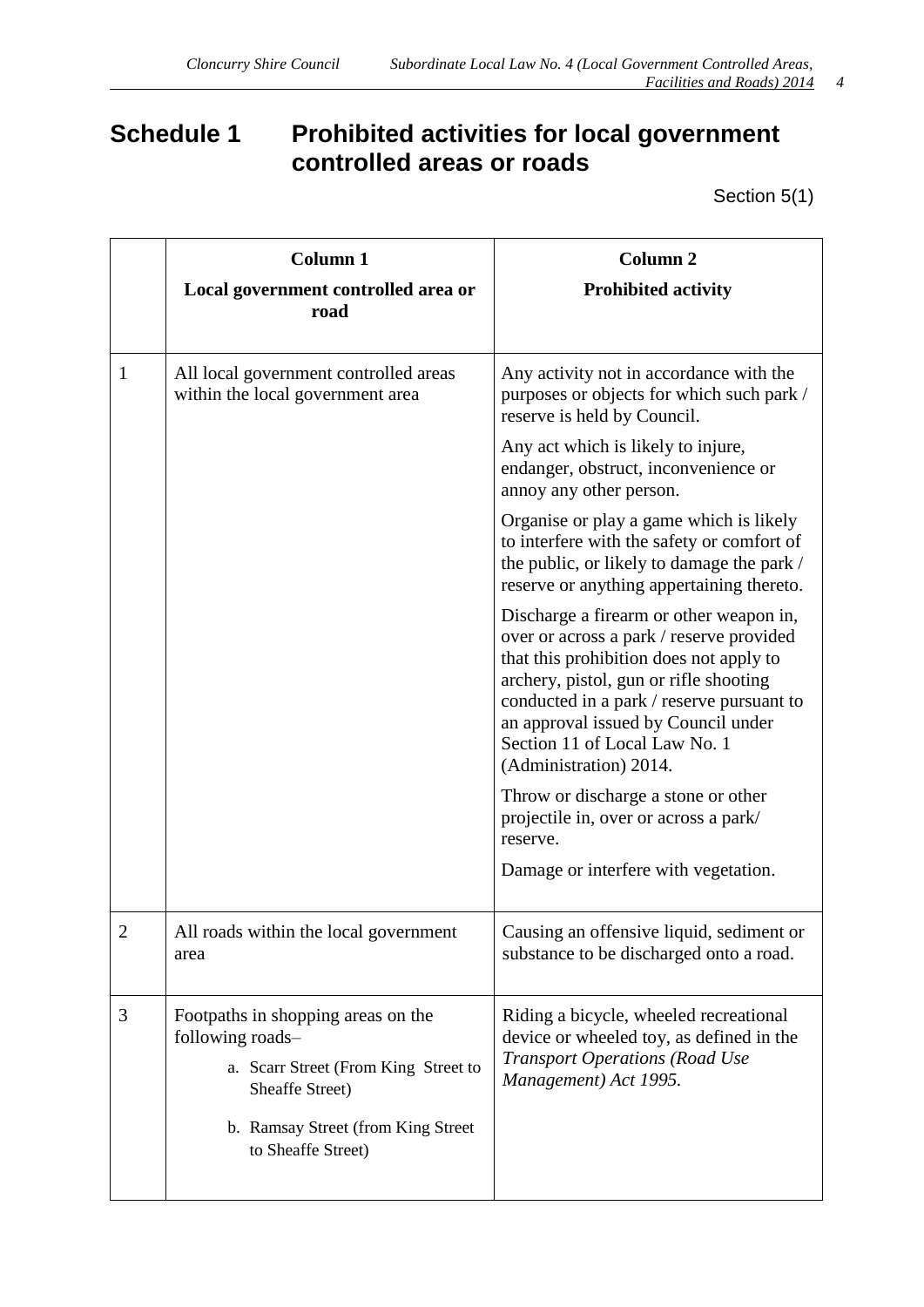# Schedule 1 Prohibited activities for local government controlled areas or roads

Section 5(1)

| | **Column 1**<br>**Local government controlled area or road** | **Column 2**<br>**Prohibited activity** |
|---|---|---|
| 1 | All local government controlled areas within the local government area | Any activity not in accordance with the purposes or objects for which such park / reserve is held by Council.<br><br>Any act which is likely to injure, endanger, obstruct, inconvenience or annoy any other person.<br><br>Organise or play a game which is likely to interfere with the safety or comfort of the public, or likely to damage the park / reserve or anything appertaining thereto.<br><br>Discharge a firearm or other weapon in, over or across a park / reserve provided that this prohibition does not apply to archery, pistol, gun or rifle shooting conducted in a park / reserve pursuant to an approval issued by Council under Section 11 of Local Law No. 1 (Administration) 2014.<br><br>Throw or discharge a stone or other projectile in, over or across a park/ reserve.<br><br>Damage or interfere with vegetation. |
| 2 | All roads within the local government area | Causing an offensive liquid, sediment or substance to be discharged onto a road. |
| 3 | Footpaths in shopping areas on the following roads–<br>a. Scarr Street (From King Street to Sheaffe Street)<br>b. Ramsay Street (from King Street to Sheaffe Street) | Riding a bicycle, wheeled recreational device or wheeled toy, as defined in the *Transport Operations (Road Use Management) Act 1995*. |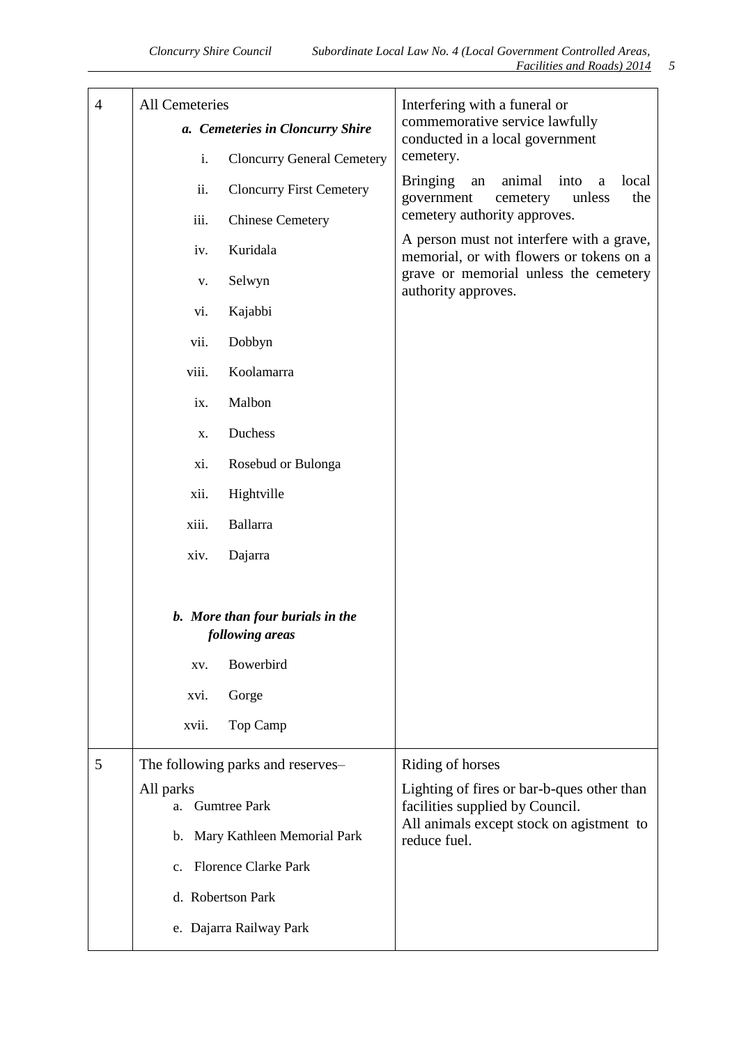| | | |
|---|---|---|
| 4 | All Cemeteries<br>***a. Cemeteries in Cloncurry Shire***<br>i. Cloncurry General Cemetery<br>ii. Cloncurry First Cemetery<br>iii. Chinese Cemetery<br>iv. Kuridala<br>v. Selwyn<br>vi. Kajabbi<br>vii. Dobbyn<br>viii. Koolamarra<br>ix. Malbon<br>x. Duchess<br>xi. Rosebud or Bulonga<br>xii. Hightville<br>xiii. Ballarra<br>xiv. Dajarra<br><br>***b. More than four burials in the following areas***<br>xv. Bowerbird<br>xvi. Gorge<br>xvii. Top Camp | Interfering with a funeral or commemorative service lawfully conducted in a local government cemetery.<br>Bringing an animal into a local government cemetery unless the cemetery authority approves.<br>A person must not interfere with a grave, memorial, or with flowers or tokens on a grave or memorial unless the cemetery authority approves. |
| 5 | The following parks and reserves–<br>All parks<br>a. Gumtree Park<br>b. Mary Kathleen Memorial Park<br>c. Florence Clarke Park<br>d. Robertson Park<br>e. Dajarra Railway Park | Riding of horses<br>Lighting of fires or bar-b-ques other than facilities supplied by Council.<br>All animals except stock on agistment to reduce fuel. |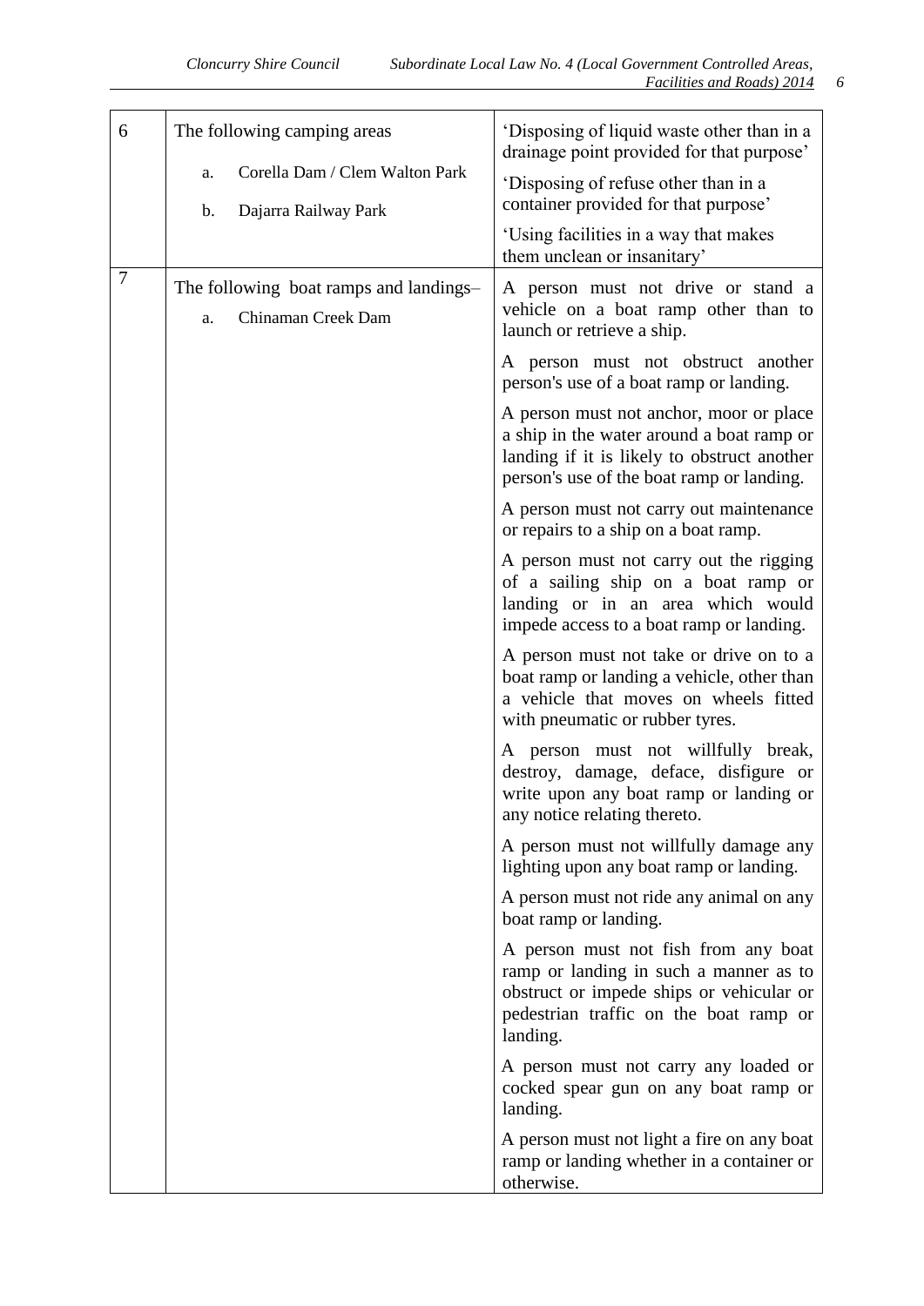| | | |
|---|---|---|
| 6 | The following camping areas<br><br>a. Corella Dam / Clem Walton Park<br><br>b. Dajarra Railway Park | 'Disposing of liquid waste other than in a drainage point provided for that purpose'<br><br>'Disposing of refuse other than in a container provided for that purpose'<br><br>'Using facilities in a way that makes them unclean or insanitary' |
| 7 | The following boat ramps and landings–<br><br>a. Chinaman Creek Dam | A person must not drive or stand a vehicle on a boat ramp other than to launch or retrieve a ship.<br><br>A person must not obstruct another person's use of a boat ramp or landing.<br><br>A person must not anchor, moor or place a ship in the water around a boat ramp or landing if it is likely to obstruct another person's use of the boat ramp or landing.<br><br>A person must not carry out maintenance or repairs to a ship on a boat ramp.<br><br>A person must not carry out the rigging of a sailing ship on a boat ramp or landing or in an area which would impede access to a boat ramp or landing.<br><br>A person must not take or drive on to a boat ramp or landing a vehicle, other than a vehicle that moves on wheels fitted with pneumatic or rubber tyres.<br><br>A person must not willfully break, destroy, damage, deface, disfigure or write upon any boat ramp or landing or any notice relating thereto.<br><br>A person must not willfully damage any lighting upon any boat ramp or landing.<br><br>A person must not ride any animal on any boat ramp or landing.<br><br>A person must not fish from any boat ramp or landing in such a manner as to obstruct or impede ships or vehicular or pedestrian traffic on the boat ramp or landing.<br><br>A person must not carry any loaded or cocked spear gun on any boat ramp or landing.<br><br>A person must not light a fire on any boat ramp or landing whether in a container or otherwise. |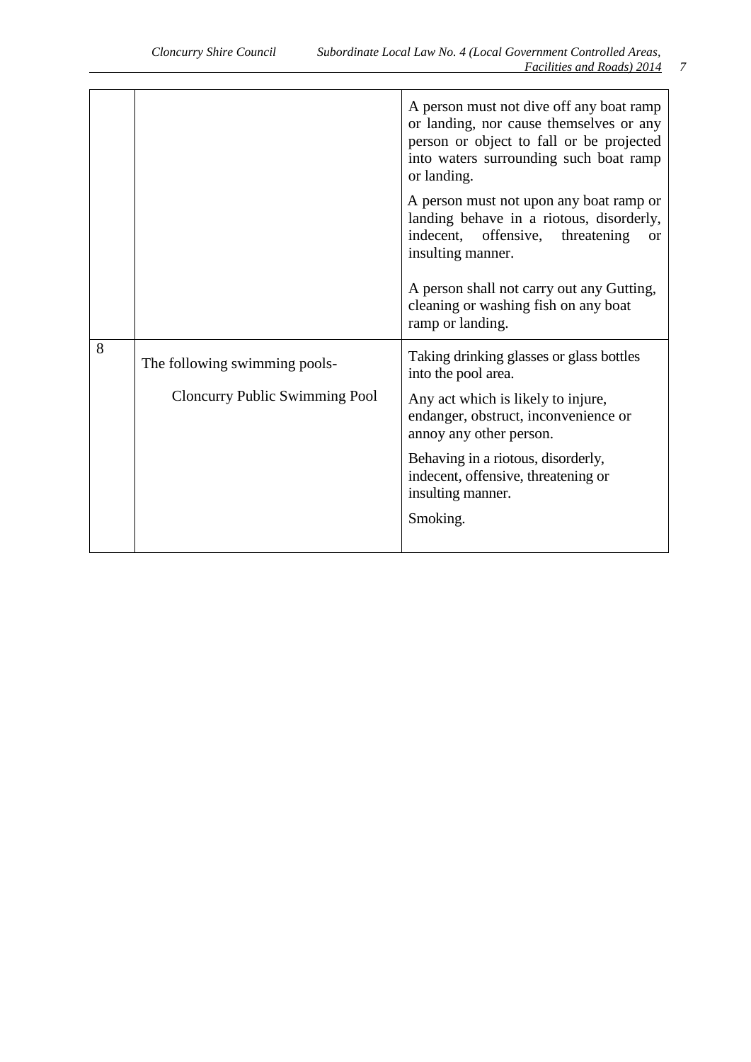| | | |
|---|---|---|
| | | A person must not dive off any boat ramp or landing, nor cause themselves or any person or object to fall or be projected into waters surrounding such boat ramp or landing.<br><br>A person must not upon any boat ramp or landing behave in a riotous, disorderly, indecent, offensive, threatening or insulting manner.<br><br>A person shall not carry out any Gutting, cleaning or washing fish on any boat ramp or landing. |
| 8 | The following swimming pools-<br><br>Cloncurry Public Swimming Pool | Taking drinking glasses or glass bottles into the pool area.<br><br>Any act which is likely to injure, endanger, obstruct, inconvenience or annoy any other person.<br><br>Behaving in a riotous, disorderly, indecent, offensive, threatening or insulting manner.<br><br>Smoking. |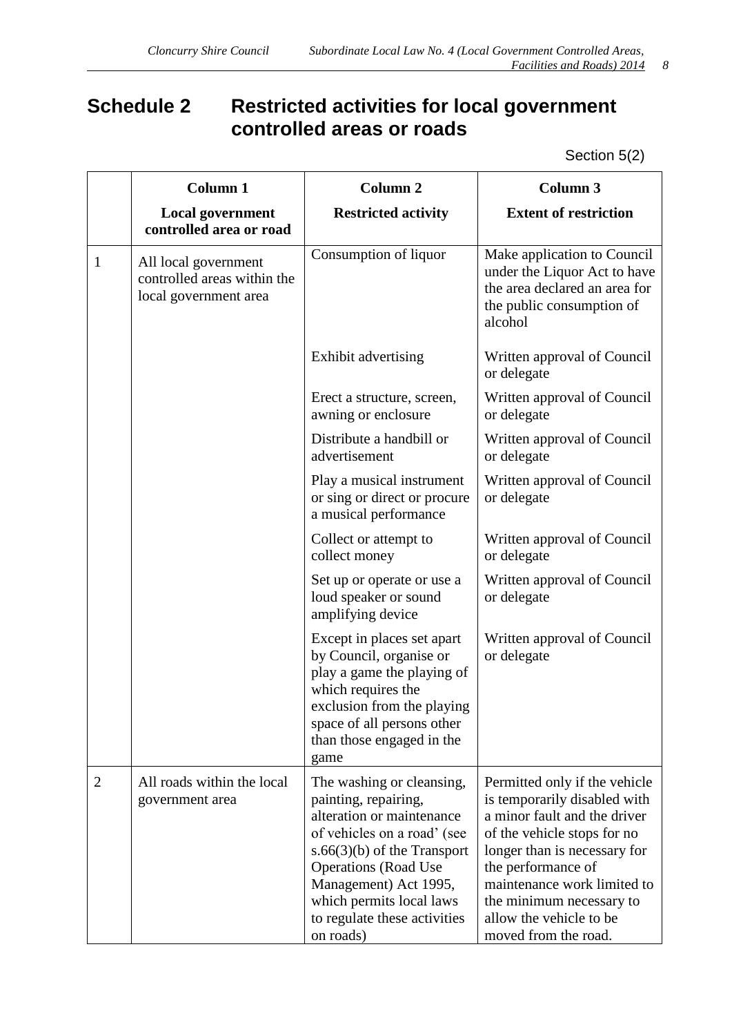# Schedule 2 Restricted activities for local government controlled areas or roads

Section 5(2)

| | Column 1<br>**Local government controlled area or road** | Column 2<br>**Restricted activity** | Column 3<br>**Extent of restriction** |
|---|---|---|---|
| 1 | All local government controlled areas within the local government area | Consumption of liquor | Make application to Council under the Liquor Act to have the area declared an area for the public consumption of alcohol |
| | | Exhibit advertising | Written approval of Council or delegate |
| | | Erect a structure, screen, awning or enclosure | Written approval of Council or delegate |
| | | Distribute a handbill or advertisement | Written approval of Council or delegate |
| | | Play a musical instrument or sing or direct or procure a musical performance | Written approval of Council or delegate |
| | | Collect or attempt to collect money | Written approval of Council or delegate |
| | | Set up or operate or use a loud speaker or sound amplifying device | Written approval of Council or delegate |
| | | Except in places set apart by Council, organise or play a game the playing of which requires the exclusion from the playing space of all persons other than those engaged in the game | Written approval of Council or delegate |
| 2 | All roads within the local government area | The washing or cleansing, painting, repairing, alteration or maintenance of vehicles on a road' (see s.66(3)(b) of the Transport Operations (Road Use Management) Act 1995, which permits local laws to regulate these activities on roads) | Permitted only if the vehicle is temporarily disabled with a minor fault and the driver of the vehicle stops for no longer than is necessary for the performance of maintenance work limited to the minimum necessary to allow the vehicle to be moved from the road. |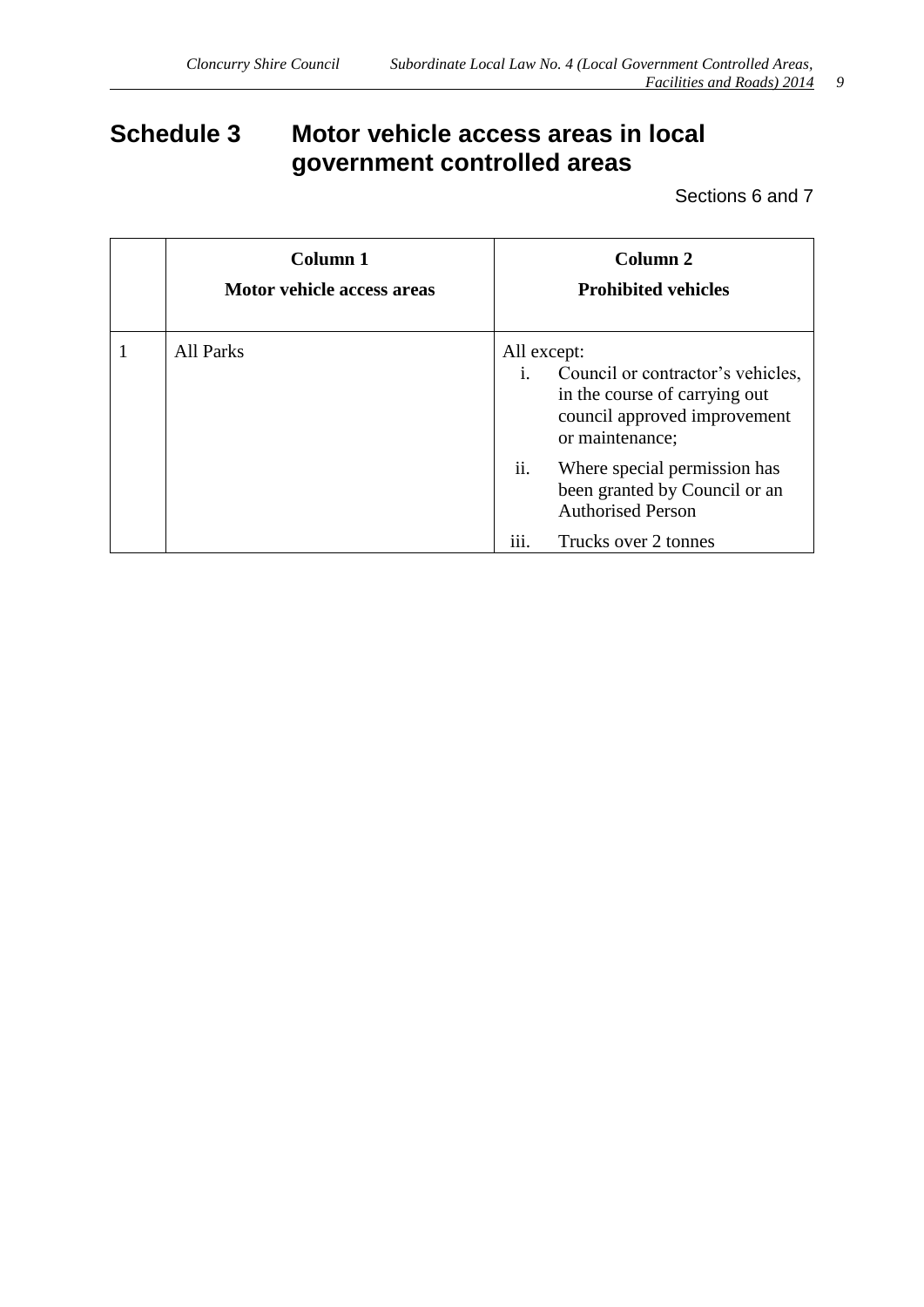# Schedule 3 Motor vehicle access areas in local government controlled areas

Sections 6 and 7

| | Column 1<br>Motor vehicle access areas | Column 2<br>Prohibited vehicles |
|---|---|---|
| 1 | All Parks | All except:<br>i. Council or contractor's vehicles, in the course of carrying out council approved improvement or maintenance;<br>ii. Where special permission has been granted by Council or an Authorised Person<br>iii. Trucks over 2 tonnes |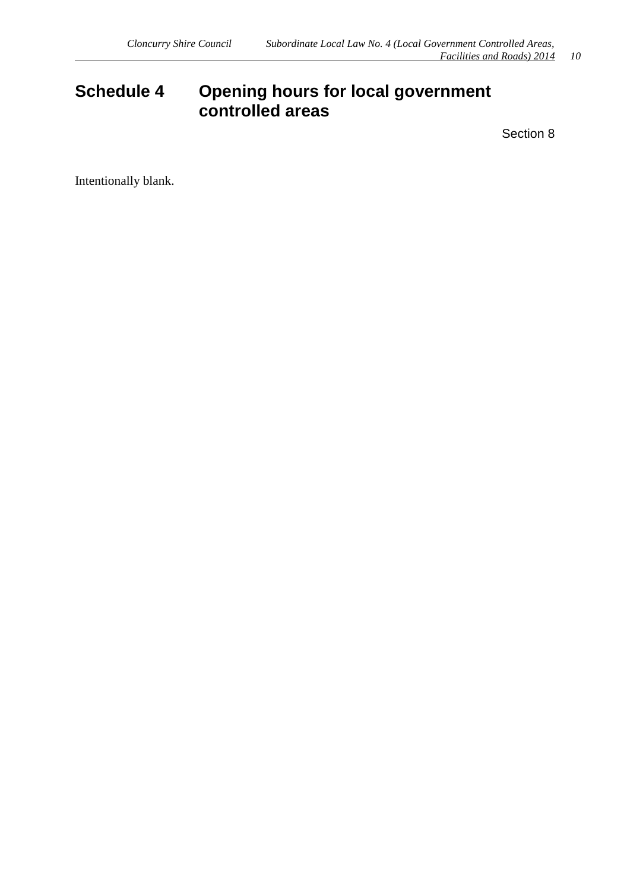# Schedule 4 Opening hours for local government controlled areas

Section 8

Intentionally blank.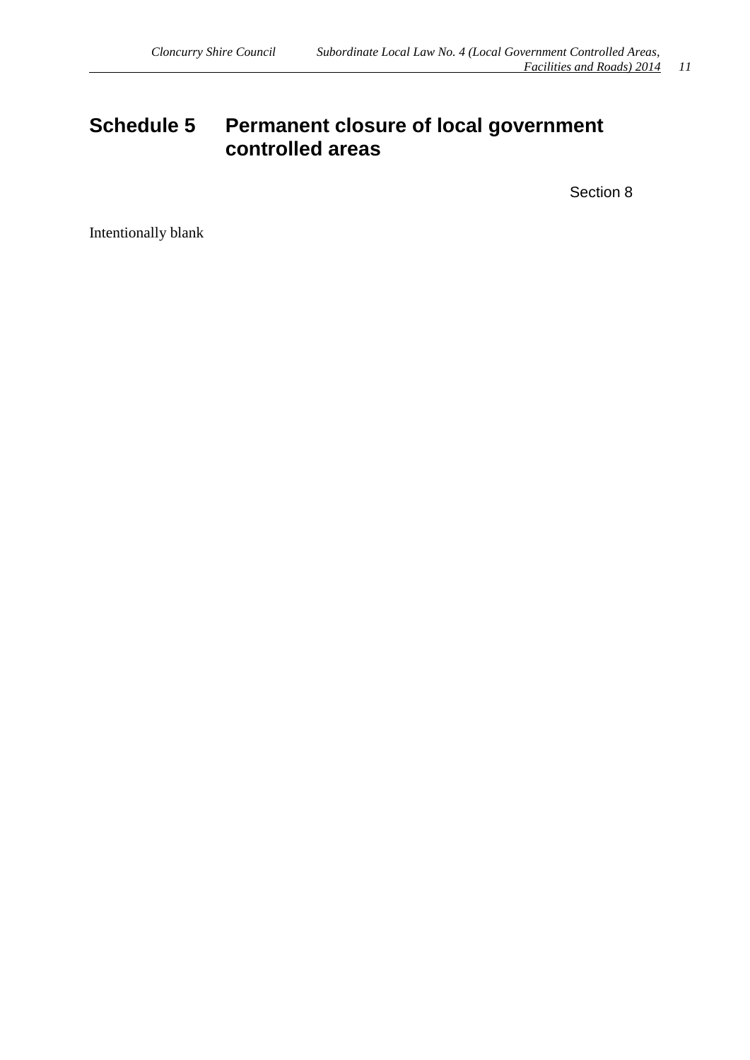# Schedule 5 Permanent closure of local government controlled areas

Section 8

Intentionally blank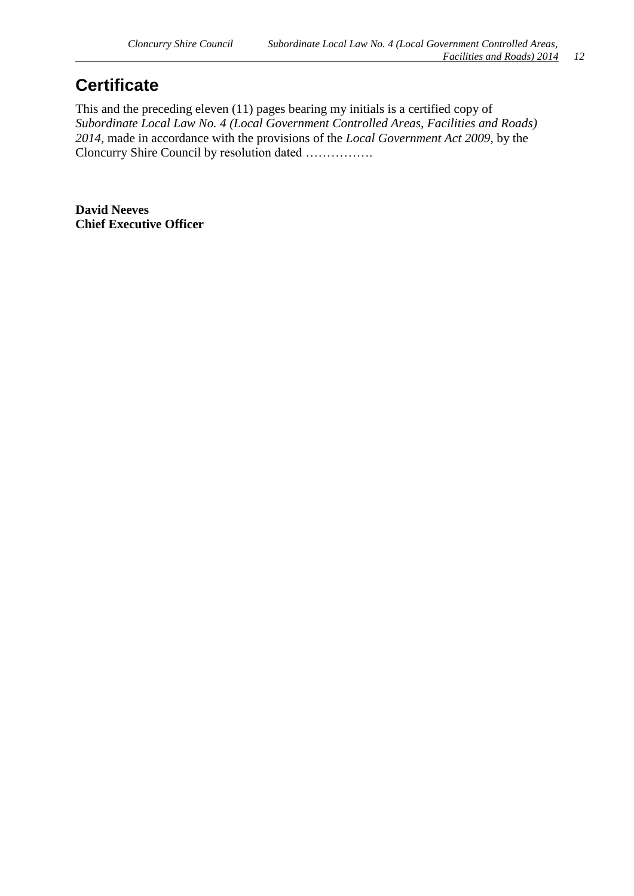# Certificate

This and the preceding eleven (11) pages bearing my initials is a certified copy of *Subordinate Local Law No. 4 (Local Government Controlled Areas, Facilities and Roads) 2014*, made in accordance with the provisions of the *Local Government Act 2009*, by the Cloncurry Shire Council by resolution dated …………….

**David Neeves**
**Chief Executive Officer**